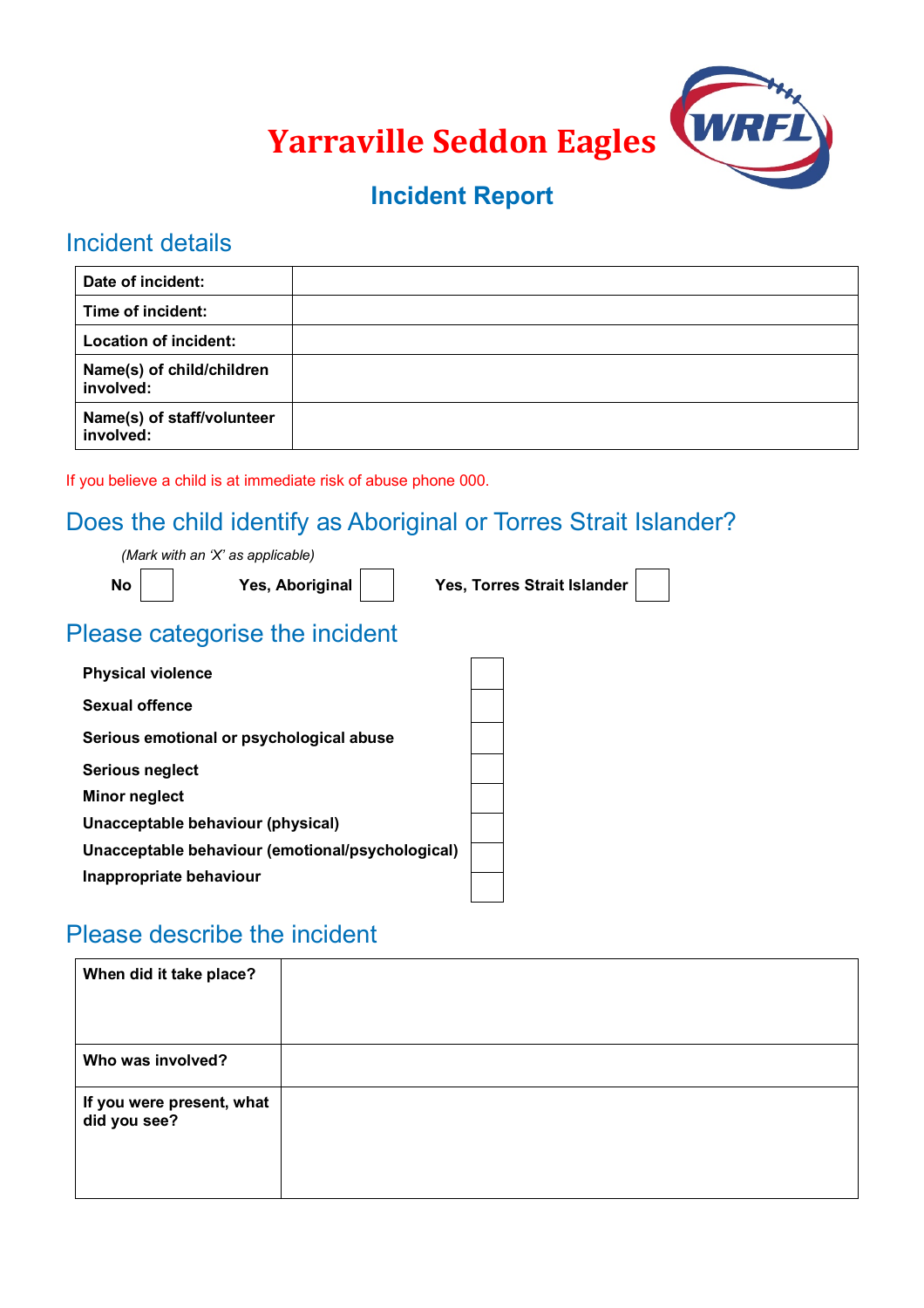# Yarraville Seddon Eagles

## Incident Report

## Incident details

| Date of incident: | |
|---|---|
| Time of incident: | |
| Location of incident: | |
| Name(s) of child/children involved: | |
| Name(s) of staff/volunteer involved: | |

If you believe a child is at immediate risk of abuse phone 000.

## Does the child identify as Aboriginal or Torres Strait Islander?

*(Mark with an 'X' as applicable)*

**No** ☐ **Yes, Aboriginal** ☐ **Yes, Torres Strait Islander** ☐

## Please categorise the incident

| | |
|---|---|
| **Physical violence** | ☐ |
| **Sexual offence** | ☐ |
| **Serious emotional or psychological abuse** | ☐ |
| **Serious neglect** | ☐ |
| **Minor neglect** | ☐ |
| **Unacceptable behaviour (physical)** | ☐ |
| **Unacceptable behaviour (emotional/psychological)** | ☐ |
| **Inappropriate behaviour** | ☐ |

## Please describe the incident

| When did it take place? | |
|---|---|
| Who was involved? | |
| If you were present, what did you see? | |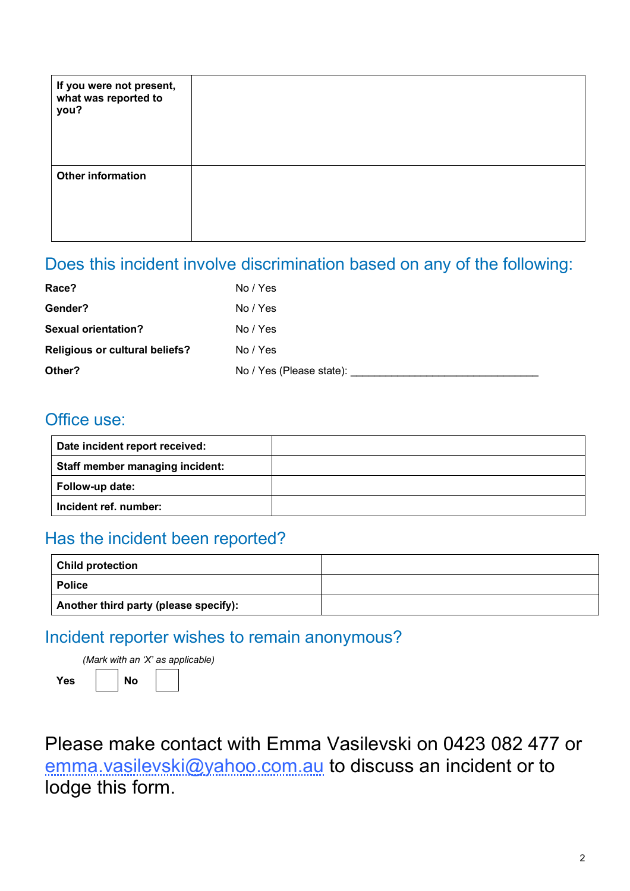| | |
|---|---|
| **If you were not present, what was reported to you?** | |
| **Other information** | |

## Does this incident involve discrimination based on any of the following:

**Race?** No / Yes

**Gender?** No / Yes

**Sexual orientation?** No / Yes

**Religious or cultural beliefs?** No / Yes

**Other?** No / Yes (Please state): ______________________________

## Office use:

| | |
|---|---|
| **Date incident report received:** | |
| **Staff member managing incident:** | |
| **Follow-up date:** | |
| **Incident ref. number:** | |

## Has the incident been reported?

| | |
|---|---|
| **Child protection** | |
| **Police** | |
| **Another third party (please specify):** | |

## Incident reporter wishes to remain anonymous?

*(Mark with an 'X' as applicable)*

**Yes** ☐ **No** ☐

Please make contact with Emma Vasilevski on 0423 082 477 or emma.vasilevski@yahoo.com.au to discuss an incident or to lodge this form.